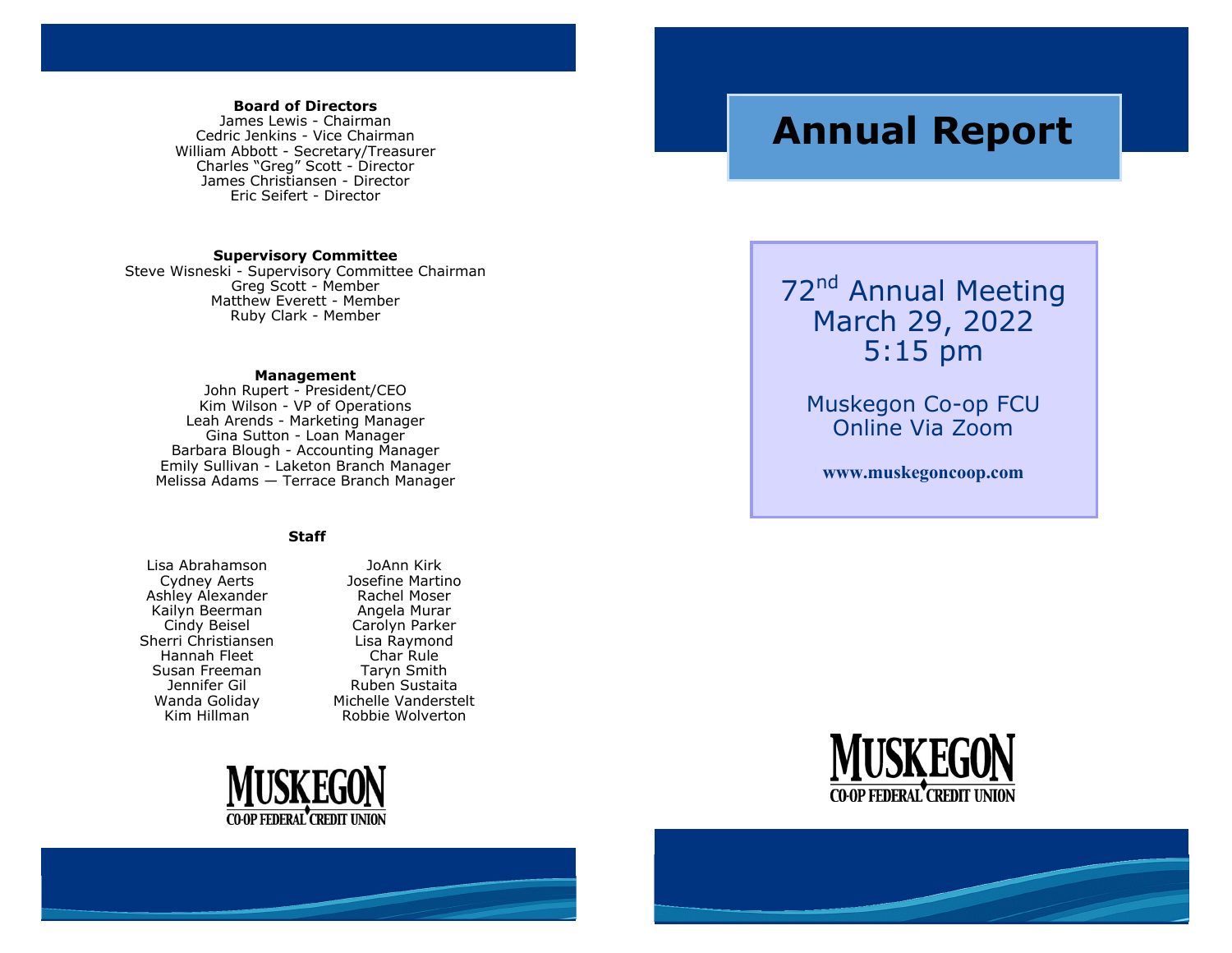**Board of Directors**

James Lewis - Chairman
Cedric Jenkins - Vice Chairman
William Abbott - Secretary/Treasurer
Charles "Greg" Scott - Director
James Christiansen - Director
Eric Seifert - Director

**Supervisory Committee**

Steve Wisneski - Supervisory Committee Chairman
Greg Scott - Member
Matthew Everett - Member
Ruby Clark - Member

**Management**

John Rupert - President/CEO
Kim Wilson - VP of Operations
Leah Arends - Marketing Manager
Gina Sutton - Loan Manager
Barbara Blough - Accounting Manager
Emily Sullivan - Laketon Branch Manager
Melissa Adams — Terrace Branch Manager

**Staff**

Lisa Abrahamson
Cydney Aerts
Ashley Alexander
Kailyn Beerman
Cindy Beisel
Sherri Christiansen
Hannah Fleet
Susan Freeman
Jennifer Gil
Wanda Goliday
Kim Hillman
JoAnn Kirk
Josefine Martino
Rachel Moser
Angela Murar
Carolyn Parker
Lisa Raymond
Char Rule
Taryn Smith
Ruben Sustaita
Michelle Vanderstelt
Robbie Wolverton

MUSKEGON
CO-OP FEDERAL CREDIT UNION

# Annual Report

72nd Annual Meeting
March 29, 2022
5:15 pm

Muskegon Co-op FCU
Online Via Zoom

**www.muskegoncoop.com**

MUSKEGON
CO-OP FEDERAL CREDIT UNION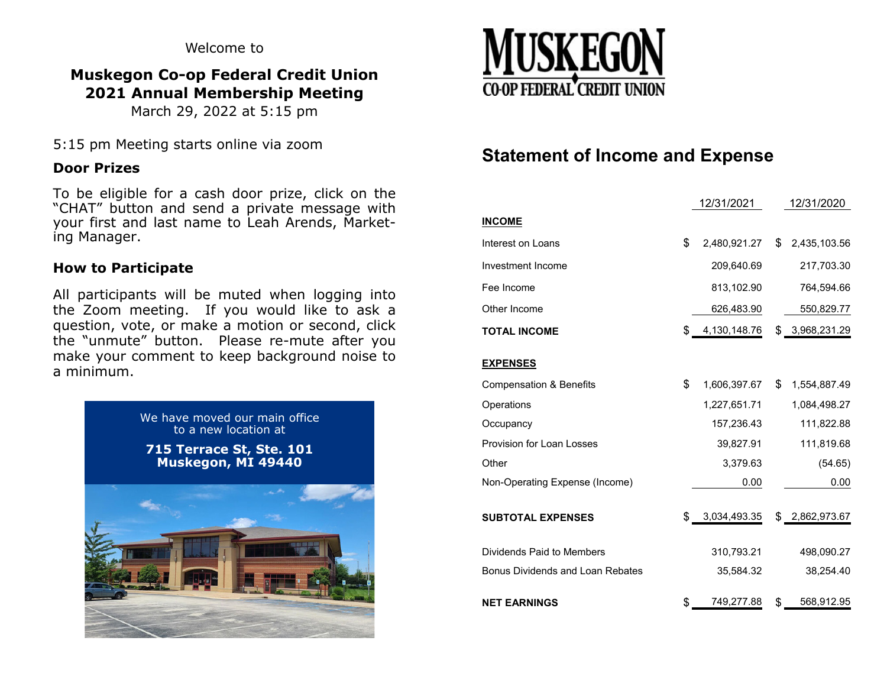Welcome to

## Muskegon Co-op Federal Credit Union 2021 Annual Membership Meeting

March 29, 2022 at 5:15 pm

5:15 pm Meeting starts online via zoom

### Door Prizes

To be eligible for a cash door prize, click on the "CHAT" button and send a private message with your first and last name to Leah Arends, Marketing Manager.

### How to Participate

All participants will be muted when logging into the Zoom meeting. If you would like to ask a question, vote, or make a motion or second, click the "unmute" button. Please re-mute after you make your comment to keep background noise to a minimum.

We have moved our main office to a new location at

**715 Terrace St, Ste. 101**
**Muskegon, MI 49440**

MUSKEGON CO-OP FEDERAL CREDIT UNION

## Statement of Income and Expense

| | 12/31/2021 | 12/31/2020 |
|---|---|---|
| **INCOME** | | |
| Interest on Loans | $ 2,480,921.27 | $ 2,435,103.56 |
| Investment Income | 209,640.69 | 217,703.30 |
| Fee Income | 813,102.90 | 764,594.66 |
| Other Income | 626,483.90 | 550,829.77 |
| **TOTAL INCOME** | $ 4,130,148.76 | $ 3,968,231.29 |
| **EXPENSES** | | |
| Compensation & Benefits | $ 1,606,397.67 | $ 1,554,887.49 |
| Operations | 1,227,651.71 | 1,084,498.27 |
| Occupancy | 157,236.43 | 111,822.88 |
| Provision for Loan Losses | 39,827.91 | 111,819.68 |
| Other | 3,379.63 | (54.65) |
| Non-Operating Expense (Income) | 0.00 | 0.00 |
| **SUBTOTAL EXPENSES** | $ 3,034,493.35 | $ 2,862,973.67 |
| Dividends Paid to Members | 310,793.21 | 498,090.27 |
| Bonus Dividends and Loan Rebates | 35,584.32 | 38,254.40 |
| **NET EARNINGS** | $ 749,277.88 | $ 568,912.95 |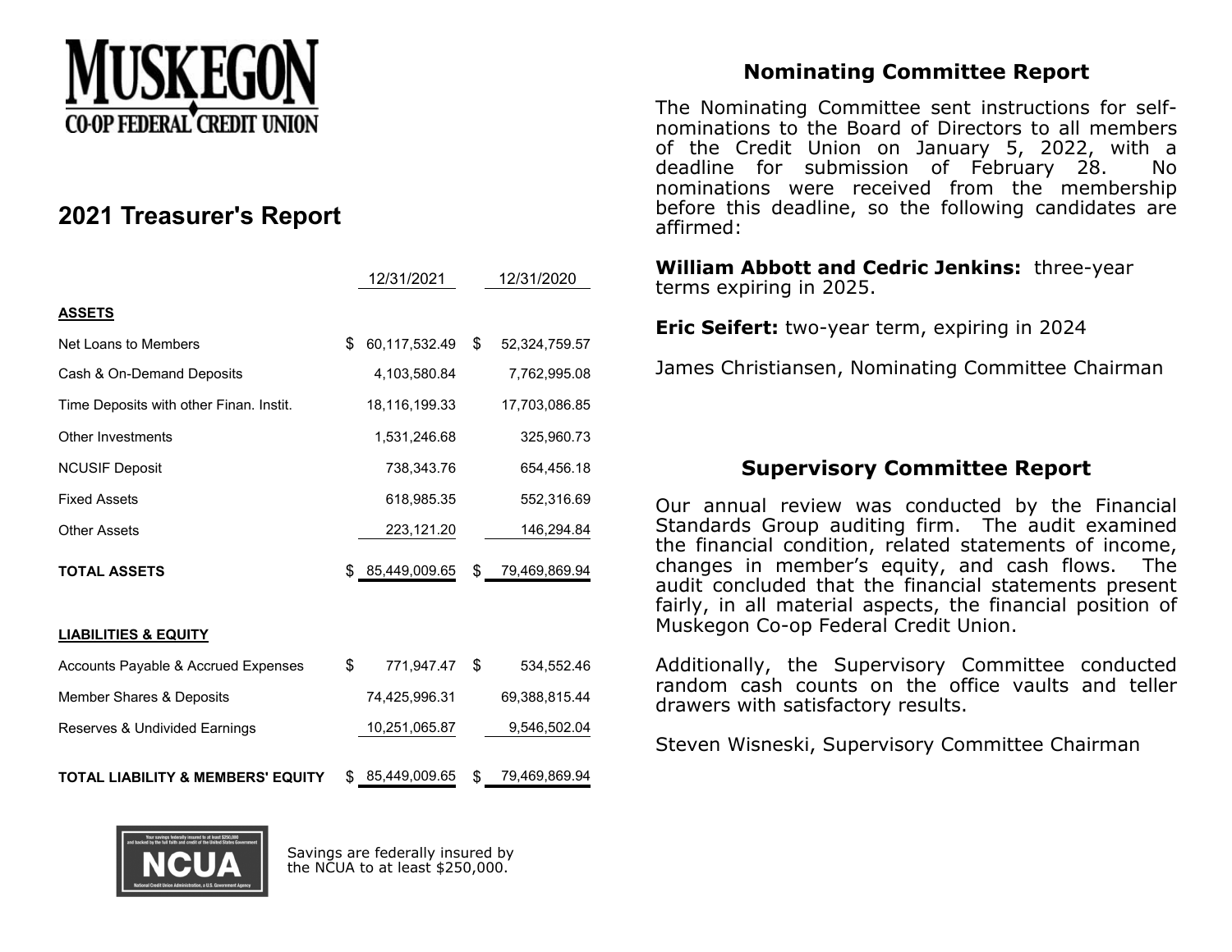# MUSKEGON CO-OP FEDERAL CREDIT UNION

## 2021 Treasurer's Report

| | 12/31/2021 | 12/31/2020 |
|---|---|---|
| **ASSETS** | | |
| Net Loans to Members | $ 60,117,532.49 | $ 52,324,759.57 |
| Cash & On-Demand Deposits | 4,103,580.84 | 7,762,995.08 |
| Time Deposits with other Finan. Instit. | 18,116,199.33 | 17,703,086.85 |
| Other Investments | 1,531,246.68 | 325,960.73 |
| NCUSIF Deposit | 738,343.76 | 654,456.18 |
| Fixed Assets | 618,985.35 | 552,316.69 |
| Other Assets | 223,121.20 | 146,294.84 |
| **TOTAL ASSETS** | $ 85,449,009.65 | $ 79,469,869.94 |
| **LIABILITIES & EQUITY** | | |
| Accounts Payable & Accrued Expenses | $ 771,947.47 | $ 534,552.46 |
| Member Shares & Deposits | 74,425,996.31 | 69,388,815.44 |
| Reserves & Undivided Earnings | 10,251,065.87 | 9,546,502.04 |
| **TOTAL LIABILITY & MEMBERS' EQUITY** | $ 85,449,009.65 | $ 79,469,869.94 |

NCUA

Savings are federally insured by the NCUA to at least $250,000.

## Nominating Committee Report

The Nominating Committee sent instructions for self-nominations to the Board of Directors to all members of the Credit Union on January 5, 2022, with a deadline for submission of February 28. No nominations were received from the membership before this deadline, so the following candidates are affirmed:

**William Abbott and Cedric Jenkins:** three-year terms expiring in 2025.

**Eric Seifert:** two-year term, expiring in 2024

James Christiansen, Nominating Committee Chairman

## Supervisory Committee Report

Our annual review was conducted by the Financial Standards Group auditing firm. The audit examined the financial condition, related statements of income, changes in member's equity, and cash flows. The audit concluded that the financial statements present fairly, in all material aspects, the financial position of Muskegon Co-op Federal Credit Union.

Additionally, the Supervisory Committee conducted random cash counts on the office vaults and teller drawers with satisfactory results.

Steven Wisneski, Supervisory Committee Chairman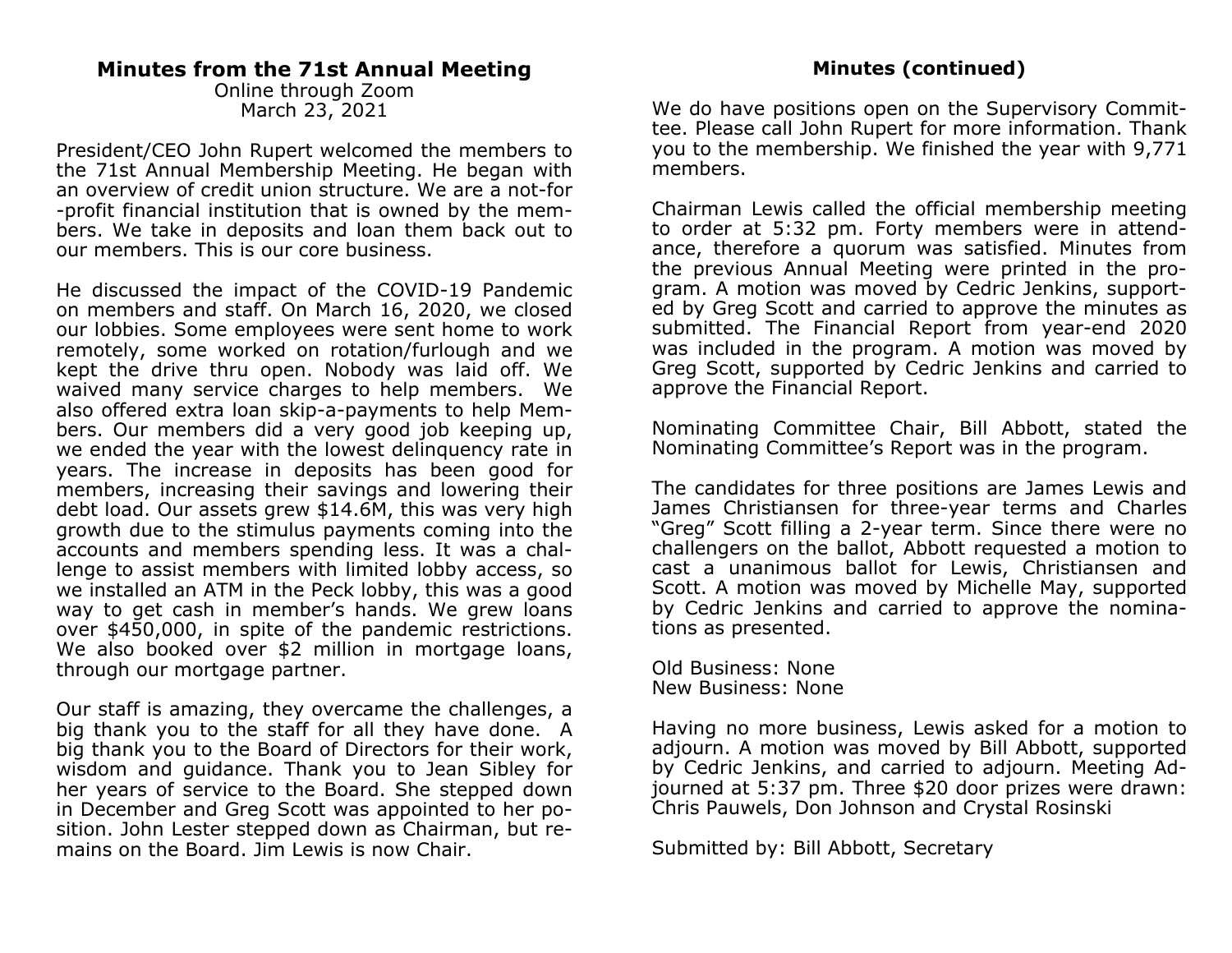## Minutes from the 71st Annual Meeting

Online through Zoom
March 23, 2021

President/CEO John Rupert welcomed the members to the 71st Annual Membership Meeting. He began with an overview of credit union structure. We are a not-for-profit financial institution that is owned by the members. We take in deposits and loan them back out to our members. This is our core business.

He discussed the impact of the COVID-19 Pandemic on members and staff. On March 16, 2020, we closed our lobbies. Some employees were sent home to work remotely, some worked on rotation/furlough and we kept the drive thru open. Nobody was laid off. We waived many service charges to help members. We also offered extra loan skip-a-payments to help Members. Our members did a very good job keeping up, we ended the year with the lowest delinquency rate in years. The increase in deposits has been good for members, increasing their savings and lowering their debt load. Our assets grew $14.6M, this was very high growth due to the stimulus payments coming into the accounts and members spending less. It was a challenge to assist members with limited lobby access, so we installed an ATM in the Peck lobby, this was a good way to get cash in member's hands. We grew loans over $450,000, in spite of the pandemic restrictions. We also booked over $2 million in mortgage loans, through our mortgage partner.

Our staff is amazing, they overcame the challenges, a big thank you to the staff for all they have done. A big thank you to the Board of Directors for their work, wisdom and guidance. Thank you to Jean Sibley for her years of service to the Board. She stepped down in December and Greg Scott was appointed to her position. John Lester stepped down as Chairman, but remains on the Board. Jim Lewis is now Chair.

## Minutes (continued)

We do have positions open on the Supervisory Committee. Please call John Rupert for more information. Thank you to the membership. We finished the year with 9,771 members.

Chairman Lewis called the official membership meeting to order at 5:32 pm. Forty members were in attendance, therefore a quorum was satisfied. Minutes from the previous Annual Meeting were printed in the program. A motion was moved by Cedric Jenkins, supported by Greg Scott and carried to approve the minutes as submitted. The Financial Report from year-end 2020 was included in the program. A motion was moved by Greg Scott, supported by Cedric Jenkins and carried to approve the Financial Report.

Nominating Committee Chair, Bill Abbott, stated the Nominating Committee's Report was in the program.

The candidates for three positions are James Lewis and James Christiansen for three-year terms and Charles "Greg" Scott filling a 2-year term. Since there were no challengers on the ballot, Abbott requested a motion to cast a unanimous ballot for Lewis, Christiansen and Scott. A motion was moved by Michelle May, supported by Cedric Jenkins and carried to approve the nominations as presented.

Old Business: None
New Business: None

Having no more business, Lewis asked for a motion to adjourn. A motion was moved by Bill Abbott, supported by Cedric Jenkins, and carried to adjourn. Meeting Adjourned at 5:37 pm. Three $20 door prizes were drawn: Chris Pauwels, Don Johnson and Crystal Rosinski

Submitted by: Bill Abbott, Secretary